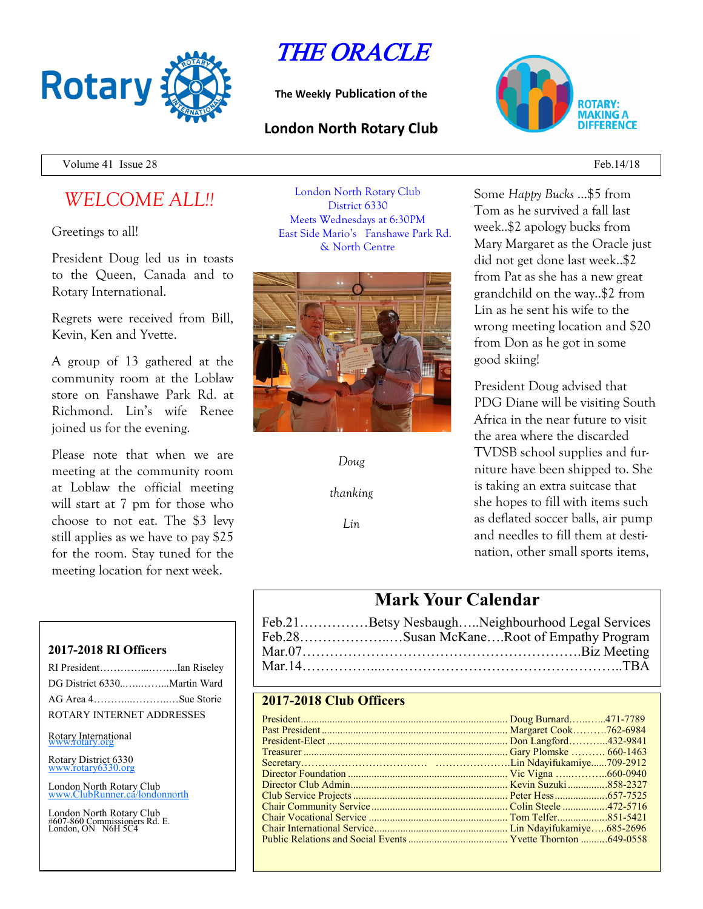# THE ORACLE

The Weekly Publication of the

**London North Rotary Club**

ROTARY: MAKING A DIFFERENCE

Volume 41 Issue 28 — Feb.14/18

## *WELCOME ALL!!*

Greetings to all!

President Doug led us in toasts to the Queen, Canada and to Rotary International.

Regrets were received from Bill, Kevin, Ken and Yvette.

A group of 13 gathered at the community room at the Loblaw store on Fanshawe Park Rd. at Richmond. Lin's wife Renee joined us for the evening.

Please note that when we are meeting at the community room at Loblaw the official meeting will start at 7 pm for those who choose to not eat. The $3 levy still applies as we have to pay $25 for the room. Stay tuned for the meeting location for next week.

London North Rotary Club
District 6330
Meets Wednesdays at 6:30PM
East Side Mario's Fanshawe Park Rd. & North Centre

*Doug thanking Lin*

Some *Happy Bucks* ...$5 from Tom as he survived a fall last week..$2 apology bucks from Mary Margaret as the Oracle just did not get done last week..$2 from Pat as she has a new great grandchild on the way..$2 from Lin as he sent his wife to the wrong meeting location and $20 from Don as he got in some good skiing!

President Doug advised that PDG Diane will be visiting South Africa in the near future to visit the area where the discarded TVDSB school supplies and furniture have been shipped to. She is taking an extra suitcase that she hopes to fill with items such as deflated soccer balls, air pump and needles to fill them at destination, other small sports items,

## Mark Your Calendar

Feb.21……………Betsy Nesbaugh…..Neighbourhood Legal Services
Feb.28………………..…Susan McKane….Root of Empathy Program
Mar.07………………………………………………………Biz Meeting
Mar.14……………...…………………………………………..TBA

### 2017-2018 RI Officers

RI President…………...……...Ian Riseley
DG District 6330..…..……...Martin Ward
AG Area 4………...………..…Sue Storie

ROTARY INTERNET ADDRESSES

Rotary International
www.rotary.org

Rotary District 6330
www.rotary6330.org

London North Rotary Club
www.ClubRunner.ca/londonnorth

London North Rotary Club
#607-860 Commissioners Rd. E.
London, ON N6H 5C4

### 2017-2018 Club Officers

| Position | Name | Phone |
|---|---|---|
| President | Doug Burnard | 471-7789 |
| Past President | Margaret Cook | 762-6984 |
| President-Elect | Don Langford | 432-9841 |
| Treasurer | Gary Plomske | 660-1463 |
| Secretary | Lin Ndayifukamiye | 709-2912 |
| Director Foundation | Vic Vigna | 660-0940 |
| Director Club Admin | Kevin Suzuki | 858-2327 |
| Club Service Projects | Peter Hess | 657-7525 |
| Chair Community Service | Colin Steele | 472-5716 |
| Chair Vocational Service | Tom Telfer | 851-5421 |
| Chair International Service | Lin Ndayifukamiye | 685-2696 |
| Public Relations and Social Events | Yvette Thornton | 649-0558 |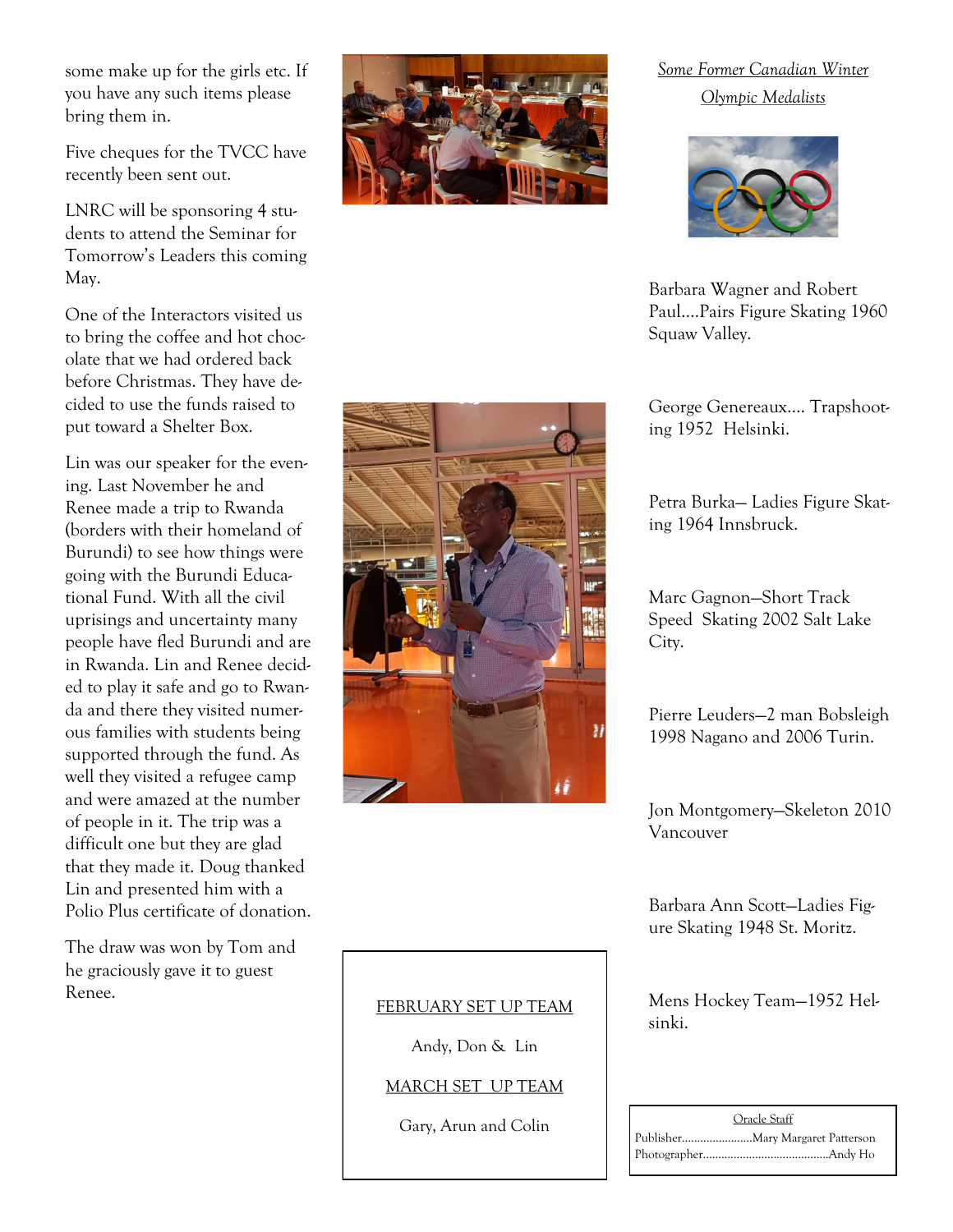some make up for the girls etc. If you have any such items please bring them in.

Five cheques for the TVCC have recently been sent out.

LNRC will be sponsoring 4 students to attend the Seminar for Tomorrow's Leaders this coming May.

One of the Interactors visited us to bring the coffee and hot chocolate that we had ordered back before Christmas. They have decided to use the funds raised to put toward a Shelter Box.

Lin was our speaker for the evening. Last November he and Renee made a trip to Rwanda (borders with their homeland of Burundi) to see how things were going with the Burundi Educational Fund. With all the civil uprisings and uncertainty many people have fled Burundi and are in Rwanda. Lin and Renee decided to play it safe and go to Rwanda and there they visited numerous families with students being supported through the fund. As well they visited a refugee camp and were amazed at the number of people in it. The trip was a difficult one but they are glad that they made it. Doug thanked Lin and presented him with a Polio Plus certificate of donation.

The draw was won by Tom and he graciously gave it to guest Renee.

<u>FEBRUARY SET UP TEAM</u>

Andy, Don & Lin

<u>MARCH SET UP TEAM</u>

Gary, Arun and Colin

<u>*Some Former Canadian Winter Olympic Medalists*</u>

Barbara Wagner and Robert Paul....Pairs Figure Skating 1960 Squaw Valley.

George Genereaux.... Trapshooting 1952 Helsinki.

Petra Burka— Ladies Figure Skating 1964 Innsbruck.

Marc Gagnon—Short Track Speed Skating 2002 Salt Lake City.

Pierre Leuders—2 man Bobsleigh 1998 Nagano and 2006 Turin.

Jon Montgomery—Skeleton 2010 Vancouver

Barbara Ann Scott—Ladies Figure Skating 1948 St. Moritz.

Mens Hockey Team—1952 Helsinki.

<u>Oracle Staff</u>

Publisher.......................Mary Margaret Patterson
Photographer.........................................Andy Ho